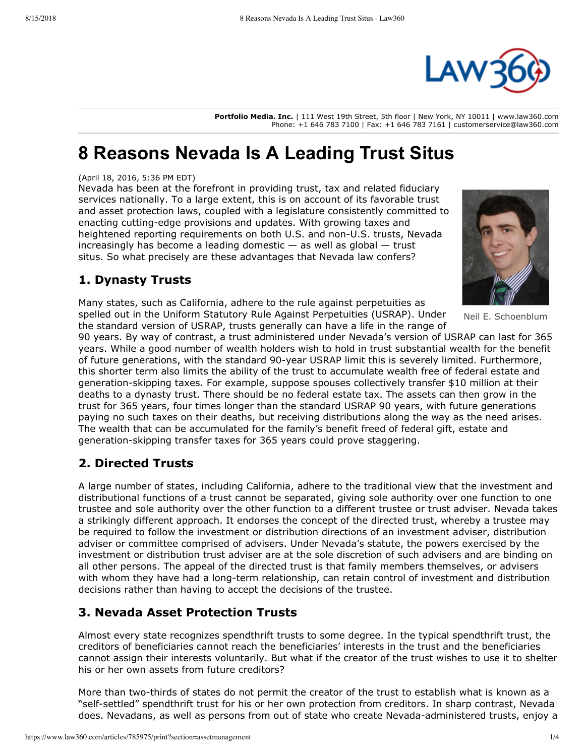Portfolio Media. Inc. | 111 West 19th Street, 5th floor | New York, NY 10011 | www.law360.com
Phone: +1 646 783 7100 | Fax: +1 646 783 7161 | customerservice@law360.com

# 8 Reasons Nevada Is A Leading Trust Situs

(April 18, 2016, 5:36 PM EDT)

Nevada has been at the forefront in providing trust, tax and related fiduciary services nationally. To a large extent, this is on account of its favorable trust and asset protection laws, coupled with a legislature consistently committed to enacting cutting-edge provisions and updates. With growing taxes and heightened reporting requirements on both U.S. and non-U.S. trusts, Nevada increasingly has become a leading domestic — as well as global — trust situs. So what precisely are these advantages that Nevada law confers?

Neil E. Schoenblum

## 1. Dynasty Trusts

Many states, such as California, adhere to the rule against perpetuities as spelled out in the Uniform Statutory Rule Against Perpetuities (USRAP). Under the standard version of USRAP, trusts generally can have a life in the range of 90 years. By way of contrast, a trust administered under Nevada's version of USRAP can last for 365 years. While a good number of wealth holders wish to hold in trust substantial wealth for the benefit of future generations, with the standard 90-year USRAP limit this is severely limited. Furthermore, this shorter term also limits the ability of the trust to accumulate wealth free of federal estate and generation-skipping taxes. For example, suppose spouses collectively transfer $10 million at their deaths to a dynasty trust. There should be no federal estate tax. The assets can then grow in the trust for 365 years, four times longer than the standard USRAP 90 years, with future generations paying no such taxes on their deaths, but receiving distributions along the way as the need arises. The wealth that can be accumulated for the family's benefit freed of federal gift, estate and generation-skipping transfer taxes for 365 years could prove staggering.

## 2. Directed Trusts

A large number of states, including California, adhere to the traditional view that the investment and distributional functions of a trust cannot be separated, giving sole authority over one function to one trustee and sole authority over the other function to a different trustee or trust adviser. Nevada takes a strikingly different approach. It endorses the concept of the directed trust, whereby a trustee may be required to follow the investment or distribution directions of an investment adviser, distribution adviser or committee comprised of advisers. Under Nevada's statute, the powers exercised by the investment or distribution trust adviser are at the sole discretion of such advisers and are binding on all other persons. The appeal of the directed trust is that family members themselves, or advisers with whom they have had a long-term relationship, can retain control of investment and distribution decisions rather than having to accept the decisions of the trustee.

## 3. Nevada Asset Protection Trusts

Almost every state recognizes spendthrift trusts to some degree. In the typical spendthrift trust, the creditors of beneficiaries cannot reach the beneficiaries' interests in the trust and the beneficiaries cannot assign their interests voluntarily. But what if the creator of the trust wishes to use it to shelter his or her own assets from future creditors?

More than two-thirds of states do not permit the creator of the trust to establish what is known as a "self-settled" spendthrift trust for his or her own protection from creditors. In sharp contrast, Nevada does. Nevadans, as well as persons from out of state who create Nevada-administered trusts, enjoy a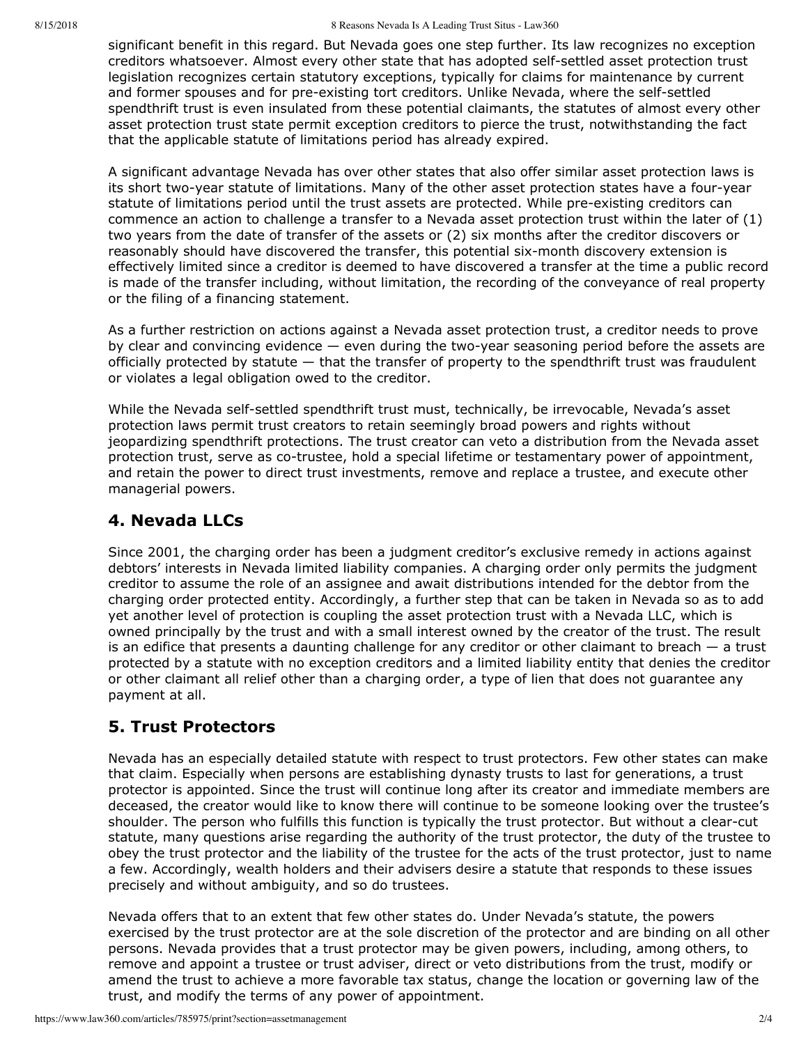significant benefit in this regard. But Nevada goes one step further. Its law recognizes no exception creditors whatsoever. Almost every other state that has adopted self-settled asset protection trust legislation recognizes certain statutory exceptions, typically for claims for maintenance by current and former spouses and for pre-existing tort creditors. Unlike Nevada, where the self-settled spendthrift trust is even insulated from these potential claimants, the statutes of almost every other asset protection trust state permit exception creditors to pierce the trust, notwithstanding the fact that the applicable statute of limitations period has already expired.

A significant advantage Nevada has over other states that also offer similar asset protection laws is its short two-year statute of limitations. Many of the other asset protection states have a four-year statute of limitations period until the trust assets are protected. While pre-existing creditors can commence an action to challenge a transfer to a Nevada asset protection trust within the later of (1) two years from the date of transfer of the assets or (2) six months after the creditor discovers or reasonably should have discovered the transfer, this potential six-month discovery extension is effectively limited since a creditor is deemed to have discovered a transfer at the time a public record is made of the transfer including, without limitation, the recording of the conveyance of real property or the filing of a financing statement.

As a further restriction on actions against a Nevada asset protection trust, a creditor needs to prove by clear and convincing evidence — even during the two-year seasoning period before the assets are officially protected by statute — that the transfer of property to the spendthrift trust was fraudulent or violates a legal obligation owed to the creditor.

While the Nevada self-settled spendthrift trust must, technically, be irrevocable, Nevada's asset protection laws permit trust creators to retain seemingly broad powers and rights without jeopardizing spendthrift protections. The trust creator can veto a distribution from the Nevada asset protection trust, serve as co-trustee, hold a special lifetime or testamentary power of appointment, and retain the power to direct trust investments, remove and replace a trustee, and execute other managerial powers.

## 4. Nevada LLCs

Since 2001, the charging order has been a judgment creditor's exclusive remedy in actions against debtors' interests in Nevada limited liability companies. A charging order only permits the judgment creditor to assume the role of an assignee and await distributions intended for the debtor from the charging order protected entity. Accordingly, a further step that can be taken in Nevada so as to add yet another level of protection is coupling the asset protection trust with a Nevada LLC, which is owned principally by the trust and with a small interest owned by the creator of the trust. The result is an edifice that presents a daunting challenge for any creditor or other claimant to breach — a trust protected by a statute with no exception creditors and a limited liability entity that denies the creditor or other claimant all relief other than a charging order, a type of lien that does not guarantee any payment at all.

## 5. Trust Protectors

Nevada has an especially detailed statute with respect to trust protectors. Few other states can make that claim. Especially when persons are establishing dynasty trusts to last for generations, a trust protector is appointed. Since the trust will continue long after its creator and immediate members are deceased, the creator would like to know there will continue to be someone looking over the trustee's shoulder. The person who fulfills this function is typically the trust protector. But without a clear-cut statute, many questions arise regarding the authority of the trust protector, the duty of the trustee to obey the trust protector and the liability of the trustee for the acts of the trust protector, just to name a few. Accordingly, wealth holders and their advisers desire a statute that responds to these issues precisely and without ambiguity, and so do trustees.

Nevada offers that to an extent that few other states do. Under Nevada's statute, the powers exercised by the trust protector are at the sole discretion of the protector and are binding on all other persons. Nevada provides that a trust protector may be given powers, including, among others, to remove and appoint a trustee or trust adviser, direct or veto distributions from the trust, modify or amend the trust to achieve a more favorable tax status, change the location or governing law of the trust, and modify the terms of any power of appointment.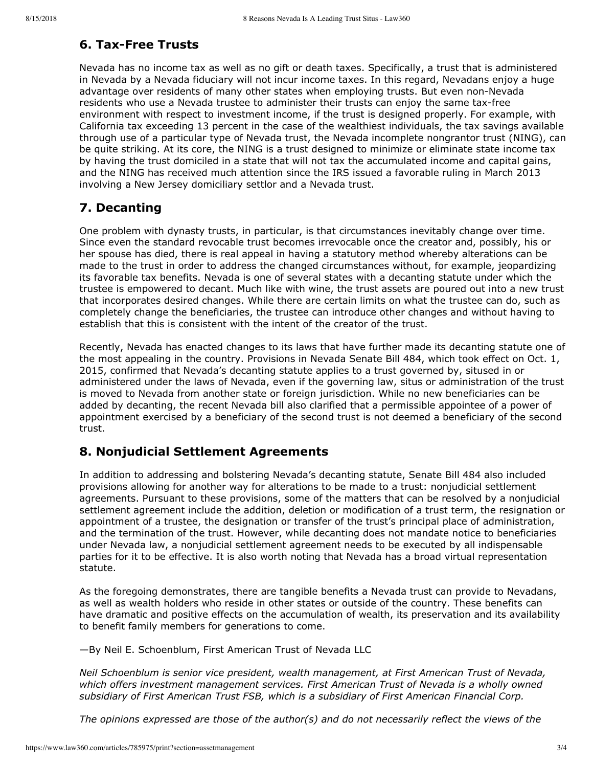## 6. Tax-Free Trusts

Nevada has no income tax as well as no gift or death taxes. Specifically, a trust that is administered in Nevada by a Nevada fiduciary will not incur income taxes. In this regard, Nevadans enjoy a huge advantage over residents of many other states when employing trusts. But even non-Nevada residents who use a Nevada trustee to administer their trusts can enjoy the same tax-free environment with respect to investment income, if the trust is designed properly. For example, with California tax exceeding 13 percent in the case of the wealthiest individuals, the tax savings available through use of a particular type of Nevada trust, the Nevada incomplete nongrantor trust (NING), can be quite striking. At its core, the NING is a trust designed to minimize or eliminate state income tax by having the trust domiciled in a state that will not tax the accumulated income and capital gains, and the NING has received much attention since the IRS issued a favorable ruling in March 2013 involving a New Jersey domiciliary settlor and a Nevada trust.

## 7. Decanting

One problem with dynasty trusts, in particular, is that circumstances inevitably change over time. Since even the standard revocable trust becomes irrevocable once the creator and, possibly, his or her spouse has died, there is real appeal in having a statutory method whereby alterations can be made to the trust in order to address the changed circumstances without, for example, jeopardizing its favorable tax benefits. Nevada is one of several states with a decanting statute under which the trustee is empowered to decant. Much like with wine, the trust assets are poured out into a new trust that incorporates desired changes. While there are certain limits on what the trustee can do, such as completely change the beneficiaries, the trustee can introduce other changes and without having to establish that this is consistent with the intent of the creator of the trust.

Recently, Nevada has enacted changes to its laws that have further made its decanting statute one of the most appealing in the country. Provisions in Nevada Senate Bill 484, which took effect on Oct. 1, 2015, confirmed that Nevada's decanting statute applies to a trust governed by, sitused in or administered under the laws of Nevada, even if the governing law, situs or administration of the trust is moved to Nevada from another state or foreign jurisdiction. While no new beneficiaries can be added by decanting, the recent Nevada bill also clarified that a permissible appointee of a power of appointment exercised by a beneficiary of the second trust is not deemed a beneficiary of the second trust.

## 8. Nonjudicial Settlement Agreements

In addition to addressing and bolstering Nevada's decanting statute, Senate Bill 484 also included provisions allowing for another way for alterations to be made to a trust: nonjudicial settlement agreements. Pursuant to these provisions, some of the matters that can be resolved by a nonjudicial settlement agreement include the addition, deletion or modification of a trust term, the resignation or appointment of a trustee, the designation or transfer of the trust's principal place of administration, and the termination of the trust. However, while decanting does not mandate notice to beneficiaries under Nevada law, a nonjudicial settlement agreement needs to be executed by all indispensable parties for it to be effective. It is also worth noting that Nevada has a broad virtual representation statute.

As the foregoing demonstrates, there are tangible benefits a Nevada trust can provide to Nevadans, as well as wealth holders who reside in other states or outside of the country. These benefits can have dramatic and positive effects on the accumulation of wealth, its preservation and its availability to benefit family members for generations to come.

—By Neil E. Schoenblum, First American Trust of Nevada LLC

*Neil Schoenblum is senior vice president, wealth management, at First American Trust of Nevada, which offers investment management services. First American Trust of Nevada is a wholly owned subsidiary of First American Trust FSB, which is a subsidiary of First American Financial Corp.*

*The opinions expressed are those of the author(s) and do not necessarily reflect the views of the*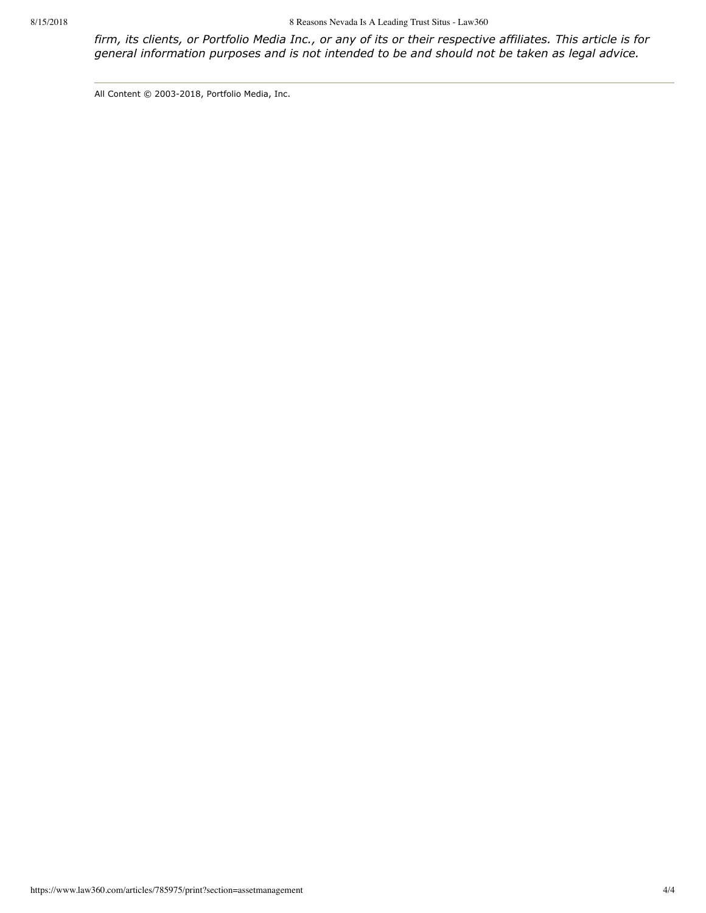*firm, its clients, or Portfolio Media Inc., or any of its or their respective affiliates. This article is for general information purposes and is not intended to be and should not be taken as legal advice.*

---

All Content © 2003-2018, Portfolio Media, Inc.